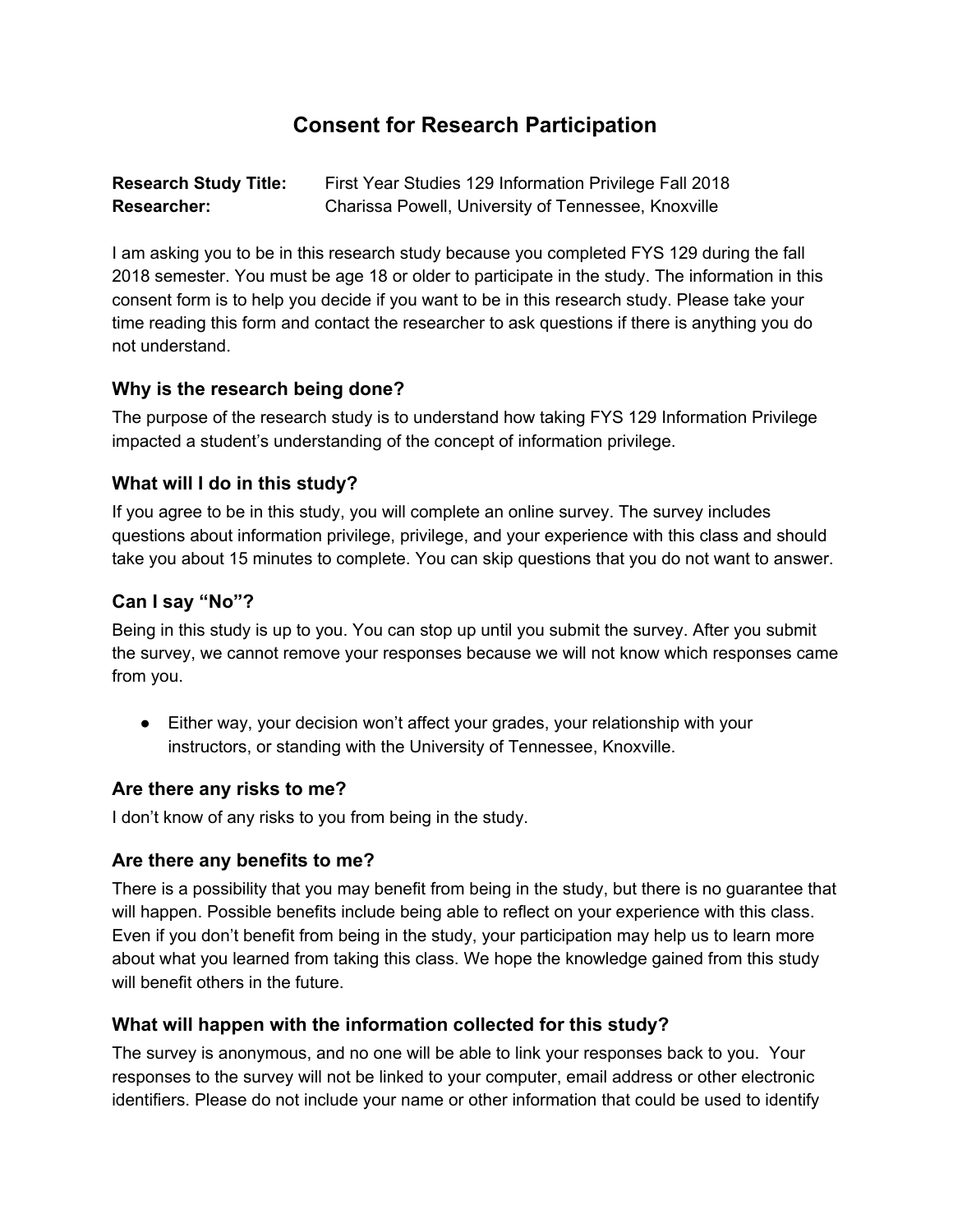# Consent for Research Participation

**Research Study Title:** First Year Studies 129 Information Privilege Fall 2018
**Researcher:** Charissa Powell, University of Tennessee, Knoxville

I am asking you to be in this research study because you completed FYS 129 during the fall 2018 semester. You must be age 18 or older to participate in the study. The information in this consent form is to help you decide if you want to be in this research study. Please take your time reading this form and contact the researcher to ask questions if there is anything you do not understand.

### Why is the research being done?

The purpose of the research study is to understand how taking FYS 129 Information Privilege impacted a student's understanding of the concept of information privilege.

### What will I do in this study?

If you agree to be in this study, you will complete an online survey. The survey includes questions about information privilege, privilege, and your experience with this class and should take you about 15 minutes to complete. You can skip questions that you do not want to answer.

### Can I say "No"?

Being in this study is up to you. You can stop up until you submit the survey. After you submit the survey, we cannot remove your responses because we will not know which responses came from you.

- Either way, your decision won't affect your grades, your relationship with your instructors, or standing with the University of Tennessee, Knoxville.

### Are there any risks to me?

I don't know of any risks to you from being in the study.

### Are there any benefits to me?

There is a possibility that you may benefit from being in the study, but there is no guarantee that will happen. Possible benefits include being able to reflect on your experience with this class. Even if you don't benefit from being in the study, your participation may help us to learn more about what you learned from taking this class. We hope the knowledge gained from this study will benefit others in the future.

### What will happen with the information collected for this study?

The survey is anonymous, and no one will be able to link your responses back to you. Your responses to the survey will not be linked to your computer, email address or other electronic identifiers. Please do not include your name or other information that could be used to identify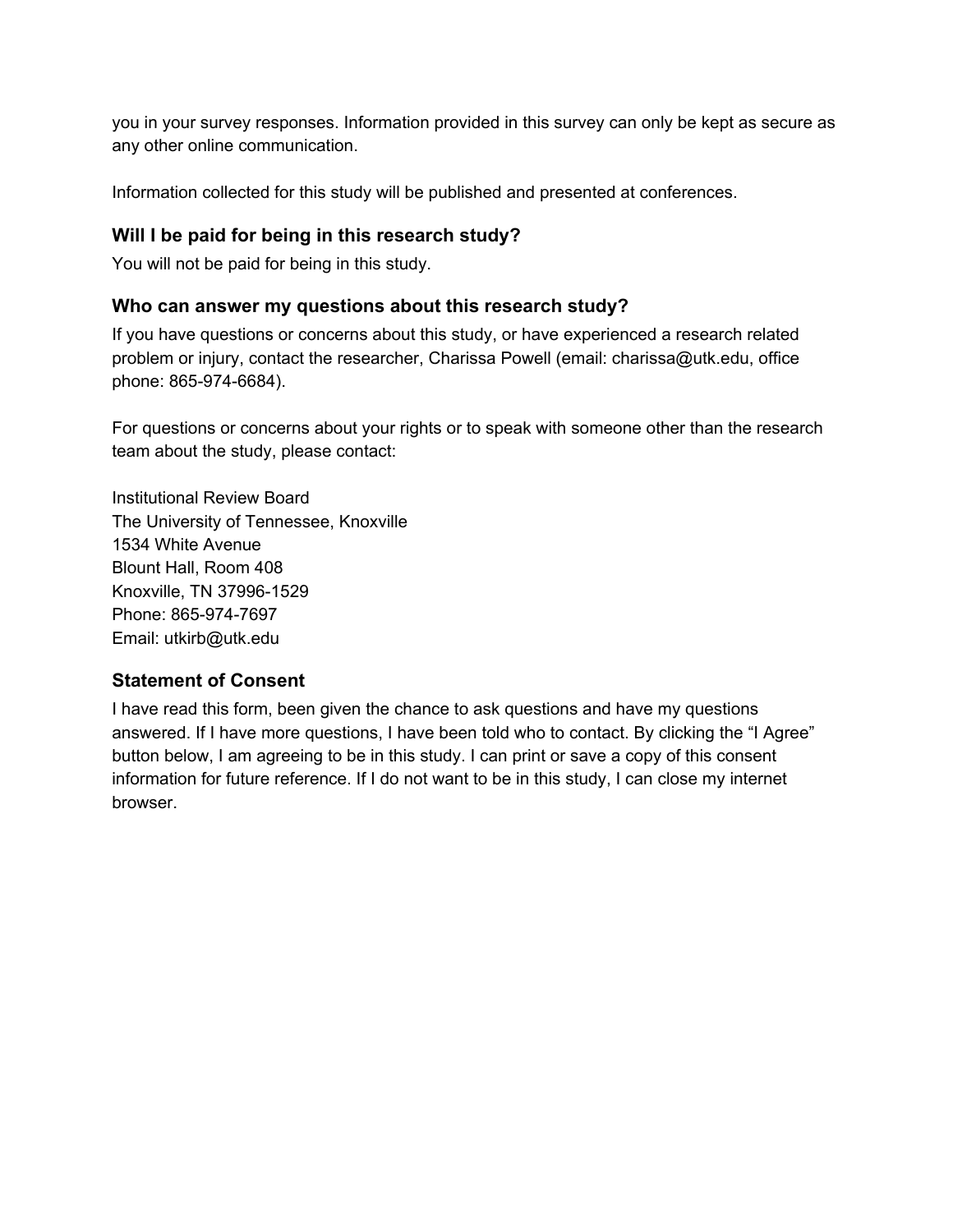you in your survey responses. Information provided in this survey can only be kept as secure as any other online communication.

Information collected for this study will be published and presented at conferences.

### Will I be paid for being in this research study?

You will not be paid for being in this study.

### Who can answer my questions about this research study?

If you have questions or concerns about this study, or have experienced a research related problem or injury, contact the researcher, Charissa Powell (email: charissa@utk.edu, office phone: 865-974-6684).

For questions or concerns about your rights or to speak with someone other than the research team about the study, please contact:

Institutional Review Board  
The University of Tennessee, Knoxville  
1534 White Avenue  
Blount Hall, Room 408  
Knoxville, TN 37996-1529  
Phone: 865-974-7697  
Email: utkirb@utk.edu

### Statement of Consent

I have read this form, been given the chance to ask questions and have my questions answered. If I have more questions, I have been told who to contact. By clicking the "I Agree" button below, I am agreeing to be in this study. I can print or save a copy of this consent information for future reference. If I do not want to be in this study, I can close my internet browser.